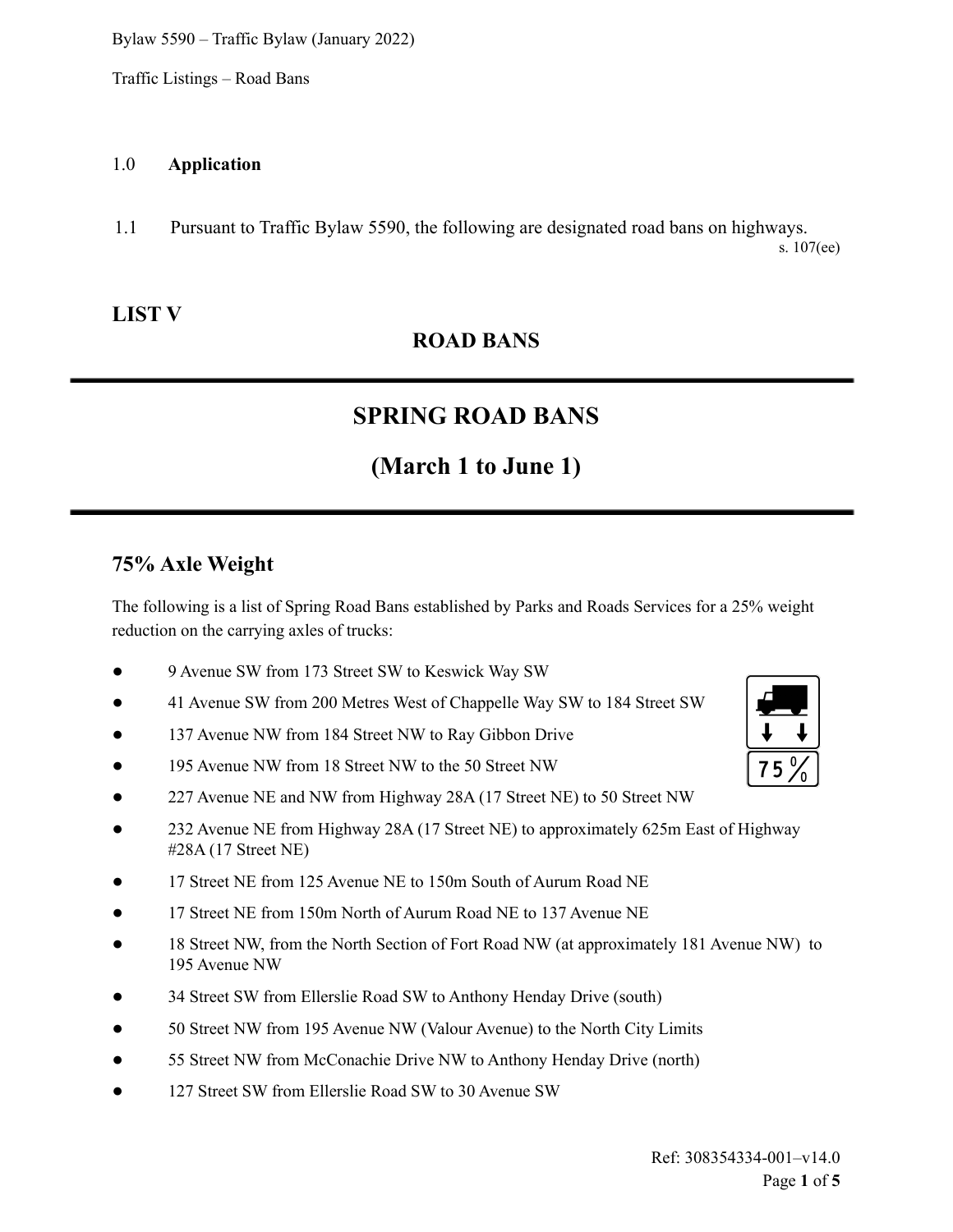1.0 **Application**

1.1 Pursuant to Traffic Bylaw 5590, the following are designated road bans on highways.
s. 107(ee)

## LIST V

## ROAD BANS

# SPRING ROAD BANS

# (March 1 to June 1)

### 75% Axle Weight

The following is a list of Spring Road Bans established by Parks and Roads Services for a 25% weight reduction on the carrying axles of trucks:

- 9 Avenue SW from 173 Street SW to Keswick Way SW
- 41 Avenue SW from 200 Metres West of Chappelle Way SW to 184 Street SW
- 137 Avenue NW from 184 Street NW to Ray Gibbon Drive
- 195 Avenue NW from 18 Street NW to the 50 Street NW
- 227 Avenue NE and NW from Highway 28A (17 Street NE) to 50 Street NW
- 232 Avenue NE from Highway 28A (17 Street NE) to approximately 625m East of Highway #28A (17 Street NE)
- 17 Street NE from 125 Avenue NE to 150m South of Aurum Road NE
- 17 Street NE from 150m North of Aurum Road NE to 137 Avenue NE
- 18 Street NW, from the North Section of Fort Road NW (at approximately 181 Avenue NW) to 195 Avenue NW
- 34 Street SW from Ellerslie Road SW to Anthony Henday Drive (south)
- 50 Street NW from 195 Avenue NW (Valour Avenue) to the North City Limits
- 55 Street NW from McConachie Drive NW to Anthony Henday Drive (north)
- 127 Street SW from Ellerslie Road SW to 30 Avenue SW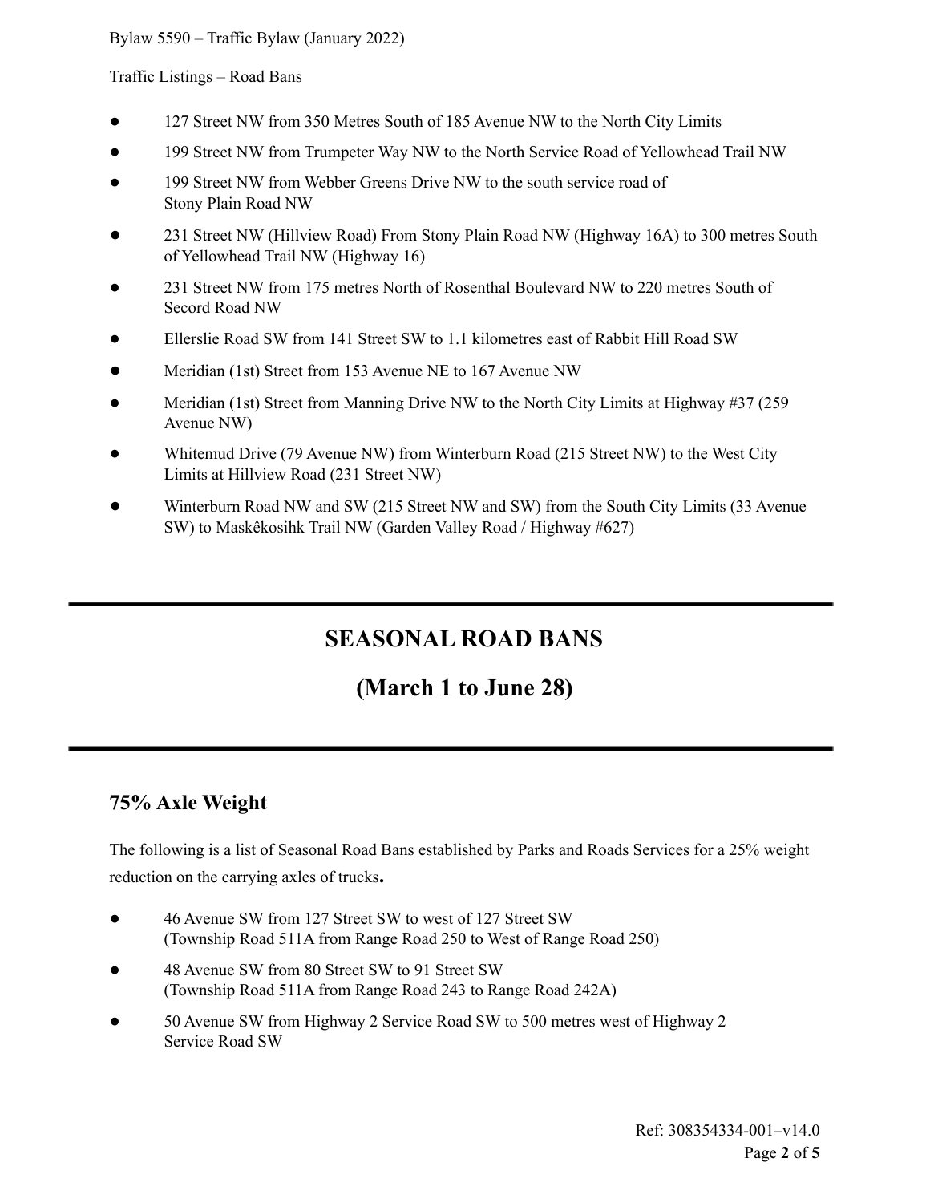- 127 Street NW from 350 Metres South of 185 Avenue NW to the North City Limits
- 199 Street NW from Trumpeter Way NW to the North Service Road of Yellowhead Trail NW
- 199 Street NW from Webber Greens Drive NW to the south service road of Stony Plain Road NW
- 231 Street NW (Hillview Road) From Stony Plain Road NW (Highway 16A) to 300 metres South of Yellowhead Trail NW (Highway 16)
- 231 Street NW from 175 metres North of Rosenthal Boulevard NW to 220 metres South of Secord Road NW
- Ellerslie Road SW from 141 Street SW to 1.1 kilometres east of Rabbit Hill Road SW
- Meridian (1st) Street from 153 Avenue NE to 167 Avenue NW
- Meridian (1st) Street from Manning Drive NW to the North City Limits at Highway #37 (259 Avenue NW)
- Whitemud Drive (79 Avenue NW) from Winterburn Road (215 Street NW) to the West City Limits at Hillview Road (231 Street NW)
- Winterburn Road NW and SW (215 Street NW and SW) from the South City Limits (33 Avenue SW) to Maskêkosihk Trail NW (Garden Valley Road / Highway #627)

# SEASONAL ROAD BANS

# (March 1 to June 28)

## 75% Axle Weight

The following is a list of Seasonal Road Bans established by Parks and Roads Services for a 25% weight reduction on the carrying axles of trucks**.**

- 46 Avenue SW from 127 Street SW to west of 127 Street SW
  (Township Road 511A from Range Road 250 to West of Range Road 250)
- 48 Avenue SW from 80 Street SW to 91 Street SW
  (Township Road 511A from Range Road 243 to Range Road 242A)
- 50 Avenue SW from Highway 2 Service Road SW to 500 metres west of Highway 2 Service Road SW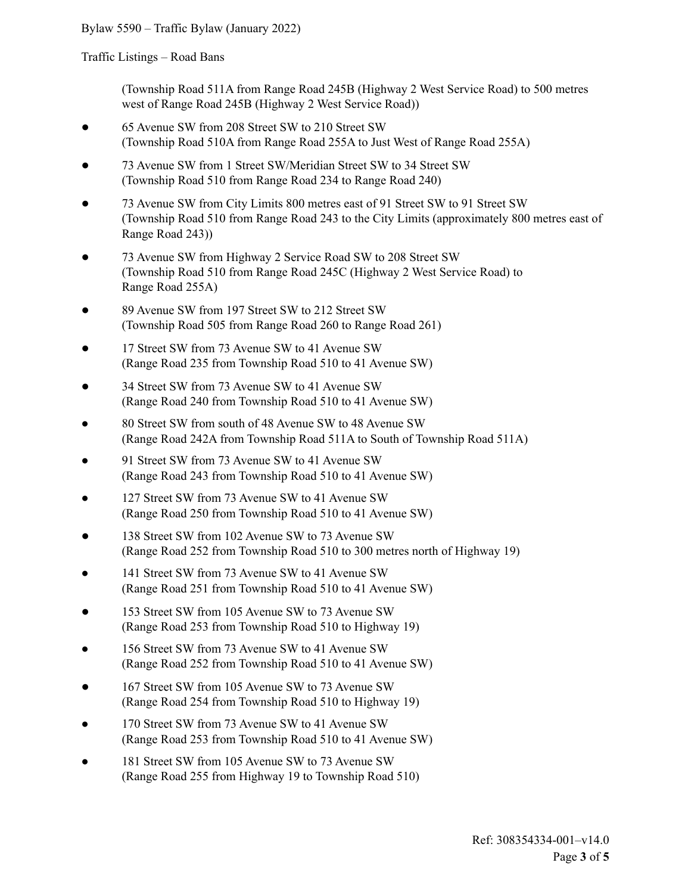(Township Road 511A from Range Road 245B (Highway 2 West Service Road) to 500 metres west of Range Road 245B (Highway 2 West Service Road))

- 65 Avenue SW from 208 Street SW to 210 Street SW
  (Township Road 510A from Range Road 255A to Just West of Range Road 255A)
- 73 Avenue SW from 1 Street SW/Meridian Street SW to 34 Street SW
  (Township Road 510 from Range Road 234 to Range Road 240)
- 73 Avenue SW from City Limits 800 metres east of 91 Street SW to 91 Street SW
  (Township Road 510 from Range Road 243 to the City Limits (approximately 800 metres east of Range Road 243))
- 73 Avenue SW from Highway 2 Service Road SW to 208 Street SW
  (Township Road 510 from Range Road 245C (Highway 2 West Service Road) to Range Road 255A)
- 89 Avenue SW from 197 Street SW to 212 Street SW
  (Township Road 505 from Range Road 260 to Range Road 261)
- 17 Street SW from 73 Avenue SW to 41 Avenue SW
  (Range Road 235 from Township Road 510 to 41 Avenue SW)
- 34 Street SW from 73 Avenue SW to 41 Avenue SW
  (Range Road 240 from Township Road 510 to 41 Avenue SW)
- 80 Street SW from south of 48 Avenue SW to 48 Avenue SW
  (Range Road 242A from Township Road 511A to South of Township Road 511A)
- 91 Street SW from 73 Avenue SW to 41 Avenue SW
  (Range Road 243 from Township Road 510 to 41 Avenue SW)
- 127 Street SW from 73 Avenue SW to 41 Avenue SW
  (Range Road 250 from Township Road 510 to 41 Avenue SW)
- 138 Street SW from 102 Avenue SW to 73 Avenue SW
  (Range Road 252 from Township Road 510 to 300 metres north of Highway 19)
- 141 Street SW from 73 Avenue SW to 41 Avenue SW
  (Range Road 251 from Township Road 510 to 41 Avenue SW)
- 153 Street SW from 105 Avenue SW to 73 Avenue SW
  (Range Road 253 from Township Road 510 to Highway 19)
- 156 Street SW from 73 Avenue SW to 41 Avenue SW
  (Range Road 252 from Township Road 510 to 41 Avenue SW)
- 167 Street SW from 105 Avenue SW to 73 Avenue SW
  (Range Road 254 from Township Road 510 to Highway 19)
- 170 Street SW from 73 Avenue SW to 41 Avenue SW
  (Range Road 253 from Township Road 510 to 41 Avenue SW)
- 181 Street SW from 105 Avenue SW to 73 Avenue SW
  (Range Road 255 from Highway 19 to Township Road 510)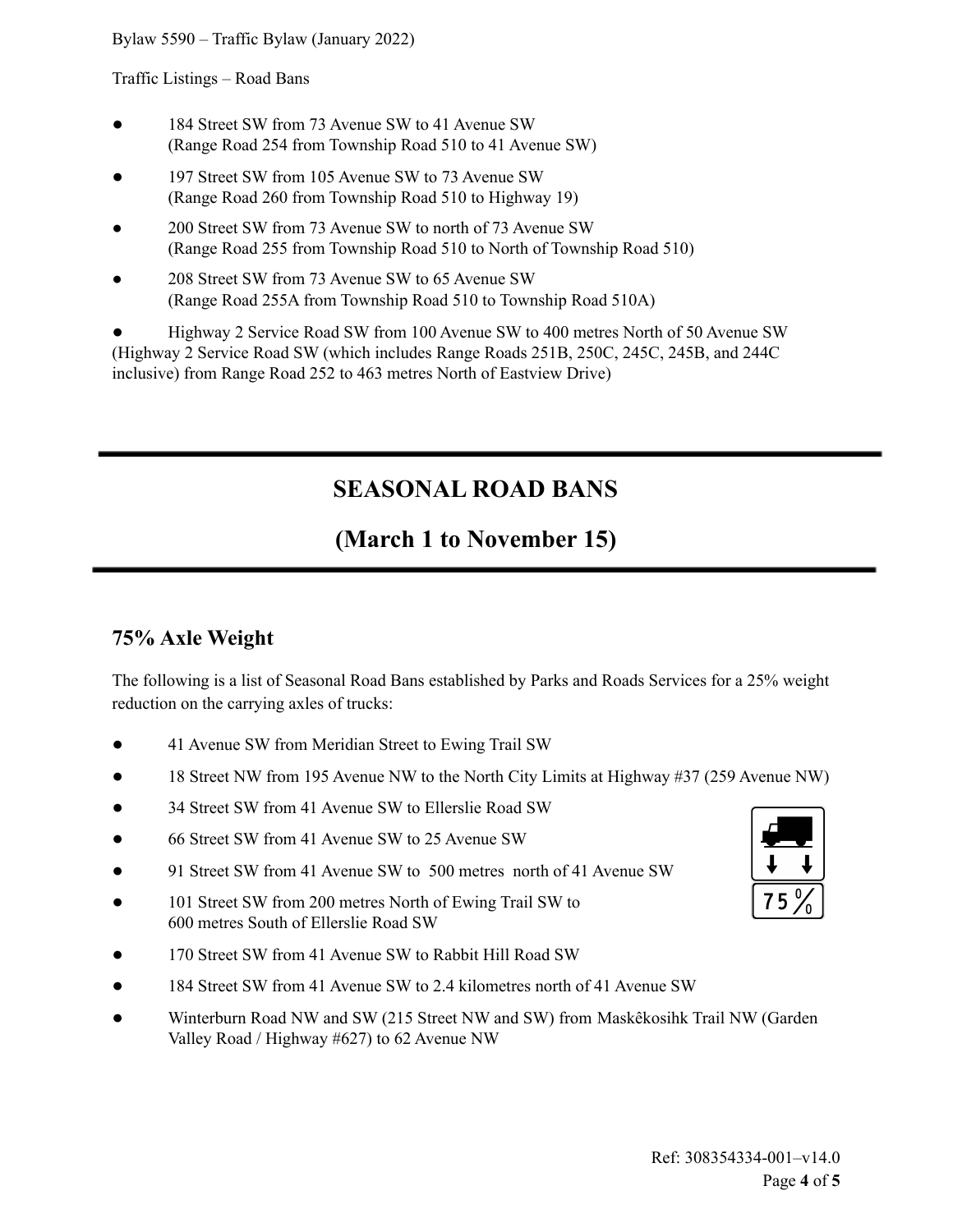- 184 Street SW from 73 Avenue SW to 41 Avenue SW
  (Range Road 254 from Township Road 510 to 41 Avenue SW)
- 197 Street SW from 105 Avenue SW to 73 Avenue SW
  (Range Road 260 from Township Road 510 to Highway 19)
- 200 Street SW from 73 Avenue SW to north of 73 Avenue SW
  (Range Road 255 from Township Road 510 to North of Township Road 510)
- 208 Street SW from 73 Avenue SW to 65 Avenue SW
  (Range Road 255A from Township Road 510 to Township Road 510A)
- Highway 2 Service Road SW from 100 Avenue SW to 400 metres North of 50 Avenue SW (Highway 2 Service Road SW (which includes Range Roads 251B, 250C, 245C, 245B, and 244C inclusive) from Range Road 252 to 463 metres North of Eastview Drive)

---

# SEASONAL ROAD BANS

# (March 1 to November 15)

---

## 75% Axle Weight

The following is a list of Seasonal Road Bans established by Parks and Roads Services for a 25% weight reduction on the carrying axles of trucks:

- 41 Avenue SW from Meridian Street to Ewing Trail SW
- 18 Street NW from 195 Avenue NW to the North City Limits at Highway #37 (259 Avenue NW)
- 34 Street SW from 41 Avenue SW to Ellerslie Road SW
- 66 Street SW from 41 Avenue SW to 25 Avenue SW
- 91 Street SW from 41 Avenue SW to 500 metres north of 41 Avenue SW
- 101 Street SW from 200 metres North of Ewing Trail SW to 600 metres South of Ellerslie Road SW
- 170 Street SW from 41 Avenue SW to Rabbit Hill Road SW
- 184 Street SW from 41 Avenue SW to 2.4 kilometres north of 41 Avenue SW
- Winterburn Road NW and SW (215 Street NW and SW) from Maskêkosihk Trail NW (Garden Valley Road / Highway #627) to 62 Avenue NW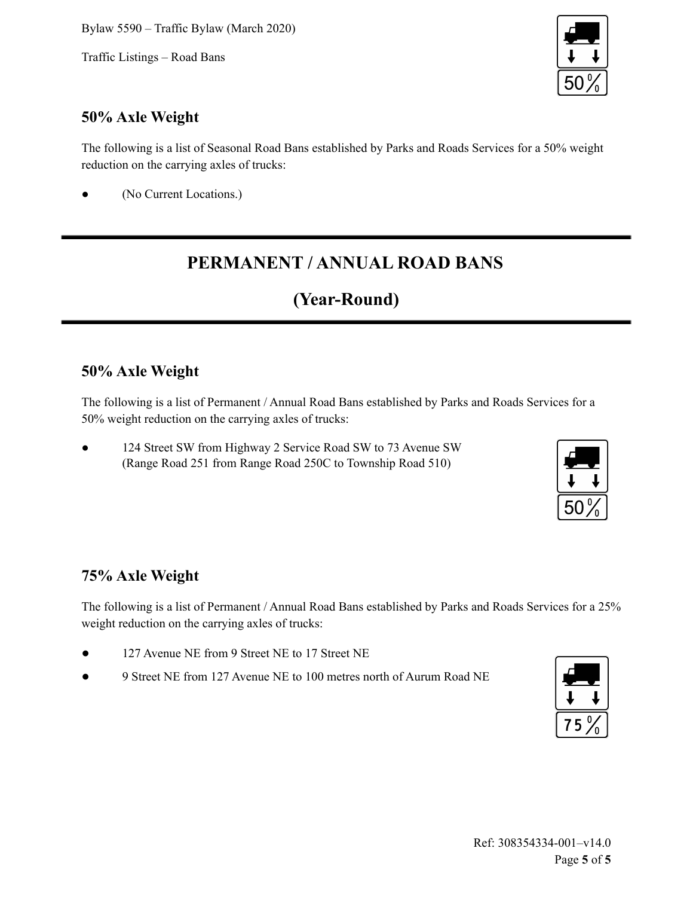## 50% Axle Weight

The following is a list of Seasonal Road Bans established by Parks and Roads Services for a 50% weight reduction on the carrying axles of trucks:

- (No Current Locations.)

---

# PERMANENT / ANNUAL ROAD BANS

# (Year-Round)

---

## 50% Axle Weight

The following is a list of Permanent / Annual Road Bans established by Parks and Roads Services for a 50% weight reduction on the carrying axles of trucks:

- 124 Street SW from Highway 2 Service Road SW to 73 Avenue SW (Range Road 251 from Range Road 250C to Township Road 510)

## 75% Axle Weight

The following is a list of Permanent / Annual Road Bans established by Parks and Roads Services for a 25% weight reduction on the carrying axles of trucks:

- 127 Avenue NE from 9 Street NE to 17 Street NE
- 9 Street NE from 127 Avenue NE to 100 metres north of Aurum Road NE